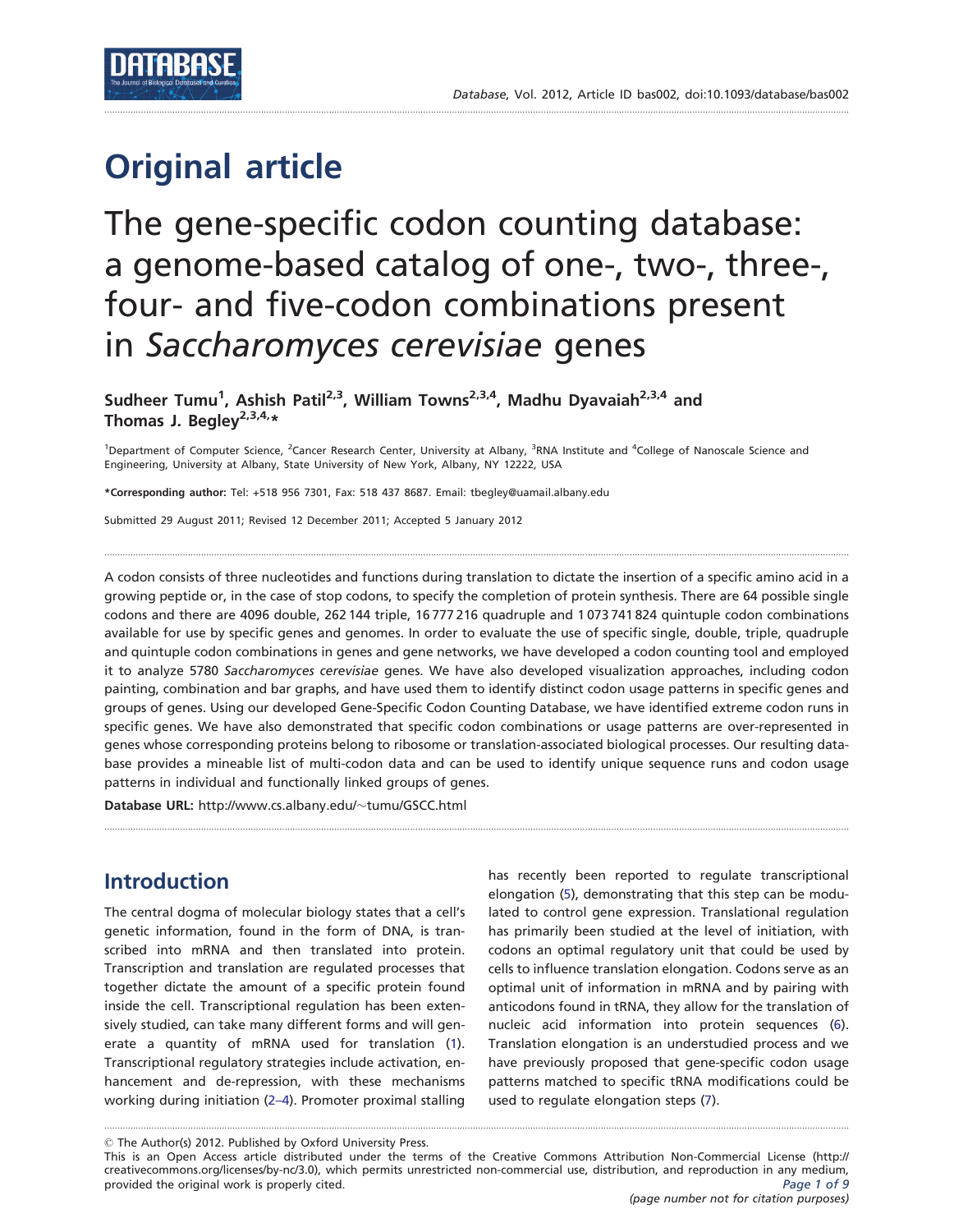Original article

# The gene-specific codon counting database: a genome-based catalog of one-, two-, three-, four- and five-codon combinations present in *Saccharomyces cerevisiae* genes

**Sudheer Tumu[1], Ashish Patil[2,3], William Towns[2,3,4], Madhu Dyavaiah[2,3,4] and Thomas J. Begley[2,3,4,*]**

[1]Department of Computer Science, [2]Cancer Research Center, University at Albany, [3]RNA Institute and [4]College of Nanoscale Science and Engineering, University at Albany, State University of New York, Albany, NY 12222, USA

**\*Corresponding author:** Tel: +518 956 7301, Fax: 518 437 8687. Email: tbegley@uamail.albany.edu

Submitted 29 August 2011; Revised 12 December 2011; Accepted 5 January 2012

A codon consists of three nucleotides and functions during translation to dictate the insertion of a specific amino acid in a growing peptide or, in the case of stop codons, to specify the completion of protein synthesis. There are 64 possible single codons and there are 4096 double, 262 144 triple, 16 777 216 quadruple and 1 073 741 824 quintuple codon combinations available for use by specific genes and genomes. In order to evaluate the use of specific single, double, triple, quadruple and quintuple codon combinations in genes and gene networks, we have developed a codon counting tool and employed it to analyze 5780 *Saccharomyces cerevisiae* genes. We have also developed visualization approaches, including codon painting, combination and bar graphs, and have used them to identify distinct codon usage patterns in specific genes and groups of genes. Using our developed Gene-Specific Codon Counting Database, we have identified extreme codon runs in specific genes. We have also demonstrated that specific codon combinations or usage patterns are over-represented in genes whose corresponding proteins belong to ribosome or translation-associated biological processes. Our resulting database provides a mineable list of multi-codon data and can be used to identify unique sequence runs and codon usage patterns in individual and functionally linked groups of genes.

**Database URL:** http://www.cs.albany.edu/~tumu/GSCC.html

## Introduction

The central dogma of molecular biology states that a cell's genetic information, found in the form of DNA, is transcribed into mRNA and then translated into protein. Transcription and translation are regulated processes that together dictate the amount of a specific protein found inside the cell. Transcriptional regulation has been extensively studied, can take many different forms and will generate a quantity of mRNA used for translation (1). Transcriptional regulatory strategies include activation, enhancement and de-repression, with these mechanisms working during initiation (2–4). Promoter proximal stalling has recently been reported to regulate transcriptional elongation (5), demonstrating that this step can be modulated to control gene expression. Translational regulation has primarily been studied at the level of initiation, with codons an optimal regulatory unit that could be used by cells to influence translation elongation. Codons serve as an optimal unit of information in mRNA and by pairing with anticodons found in tRNA, they allow for the translation of nucleic acid information into protein sequences (6). Translation elongation is an understudied process and we have previously proposed that gene-specific codon usage patterns matched to specific tRNA modifications could be used to regulate elongation steps (7).

© The Author(s) 2012. Published by Oxford University Press.
This is an Open Access article distributed under the terms of the Creative Commons Attribution Non-Commercial License (http://creativecommons.org/licenses/by-nc/3.0), which permits unrestricted non-commercial use, distribution, and reproduction in any medium, provided the original work is properly cited.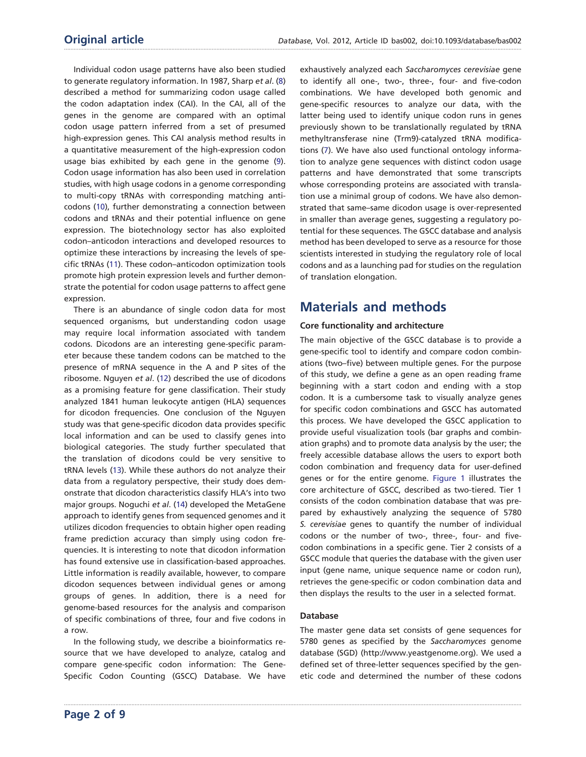Individual codon usage patterns have also been studied to generate regulatory information. In 1987, Sharp *et al*. (8) described a method for summarizing codon usage called the codon adaptation index (CAI). In the CAI, all of the genes in the genome are compared with an optimal codon usage pattern inferred from a set of presumed high-expression genes. This CAI analysis method results in a quantitative measurement of the high-expression codon usage bias exhibited by each gene in the genome (9). Codon usage information has also been used in correlation studies, with high usage codons in a genome corresponding to multi-copy tRNAs with corresponding matching anticodons (10), further demonstrating a connection between codons and tRNAs and their potential influence on gene expression. The biotechnology sector has also exploited codon–anticodon interactions and developed resources to optimize these interactions by increasing the levels of specific tRNAs (11). These codon–anticodon optimization tools promote high protein expression levels and further demonstrate the potential for codon usage patterns to affect gene expression.

There is an abundance of single codon data for most sequenced organisms, but understanding codon usage may require local information associated with tandem codons. Dicodons are an interesting gene-specific parameter because these tandem codons can be matched to the presence of mRNA sequence in the A and P sites of the ribosome. Nguyen *et al*. (12) described the use of dicodons as a promising feature for gene classification. Their study analyzed 1841 human leukocyte antigen (HLA) sequences for dicodon frequencies. One conclusion of the Nguyen study was that gene-specific dicodon data provides specific local information and can be used to classify genes into biological categories. The study further speculated that the translation of dicodons could be very sensitive to tRNA levels (13). While these authors do not analyze their data from a regulatory perspective, their study does demonstrate that dicodon characteristics classify HLA's into two major groups. Noguchi *et al*. (14) developed the MetaGene approach to identify genes from sequenced genomes and it utilizes dicodon frequencies to obtain higher open reading frame prediction accuracy than simply using codon frequencies. It is interesting to note that dicodon information has found extensive use in classification-based approaches. Little information is readily available, however, to compare dicodon sequences between individual genes or among groups of genes. In addition, there is a need for genome-based resources for the analysis and comparison of specific combinations of three, four and five codons in a row.

In the following study, we describe a bioinformatics resource that we have developed to analyze, catalog and compare gene-specific codon information: The Gene-Specific Codon Counting (GSCC) Database. We have exhaustively analyzed each *Saccharomyces cerevisiae* gene to identify all one-, two-, three-, four- and five-codon combinations. We have developed both genomic and gene-specific resources to analyze our data, with the latter being used to identify unique codon runs in genes previously shown to be translationally regulated by tRNA methyltransferase nine (Trm9)-catalyzed tRNA modifications (7). We have also used functional ontology information to analyze gene sequences with distinct codon usage patterns and have demonstrated that some transcripts whose corresponding proteins are associated with translation use a minimal group of codons. We have also demonstrated that same–same dicodon usage is over-represented in smaller than average genes, suggesting a regulatory potential for these sequences. The GSCC database and analysis method has been developed to serve as a resource for those scientists interested in studying the regulatory role of local codons and as a launching pad for studies on the regulation of translation elongation.

## Materials and methods

### Core functionality and architecture

The main objective of the GSCC database is to provide a gene-specific tool to identify and compare codon combinations (two–five) between multiple genes. For the purpose of this study, we define a gene as an open reading frame beginning with a start codon and ending with a stop codon. It is a cumbersome task to visually analyze genes for specific codon combinations and GSCC has automated this process. We have developed the GSCC application to provide useful visualization tools (bar graphs and combination graphs) and to promote data analysis by the user; the freely accessible database allows the users to export both codon combination and frequency data for user-defined genes or for the entire genome. Figure 1 illustrates the core architecture of GSCC, described as two-tiered. Tier 1 consists of the codon combination database that was prepared by exhaustively analyzing the sequence of 5780 *S. cerevisiae* genes to quantify the number of individual codons or the number of two-, three-, four- and five-codon combinations in a specific gene. Tier 2 consists of a GSCC module that queries the database with the given user input (gene name, unique sequence name or codon run), retrieves the gene-specific or codon combination data and then displays the results to the user in a selected format.

### Database

The master gene data set consists of gene sequences for 5780 genes as specified by the *Saccharomyces* genome database (SGD) (http://www.yeastgenome.org). We used a defined set of three-letter sequences specified by the genetic code and determined the number of these codons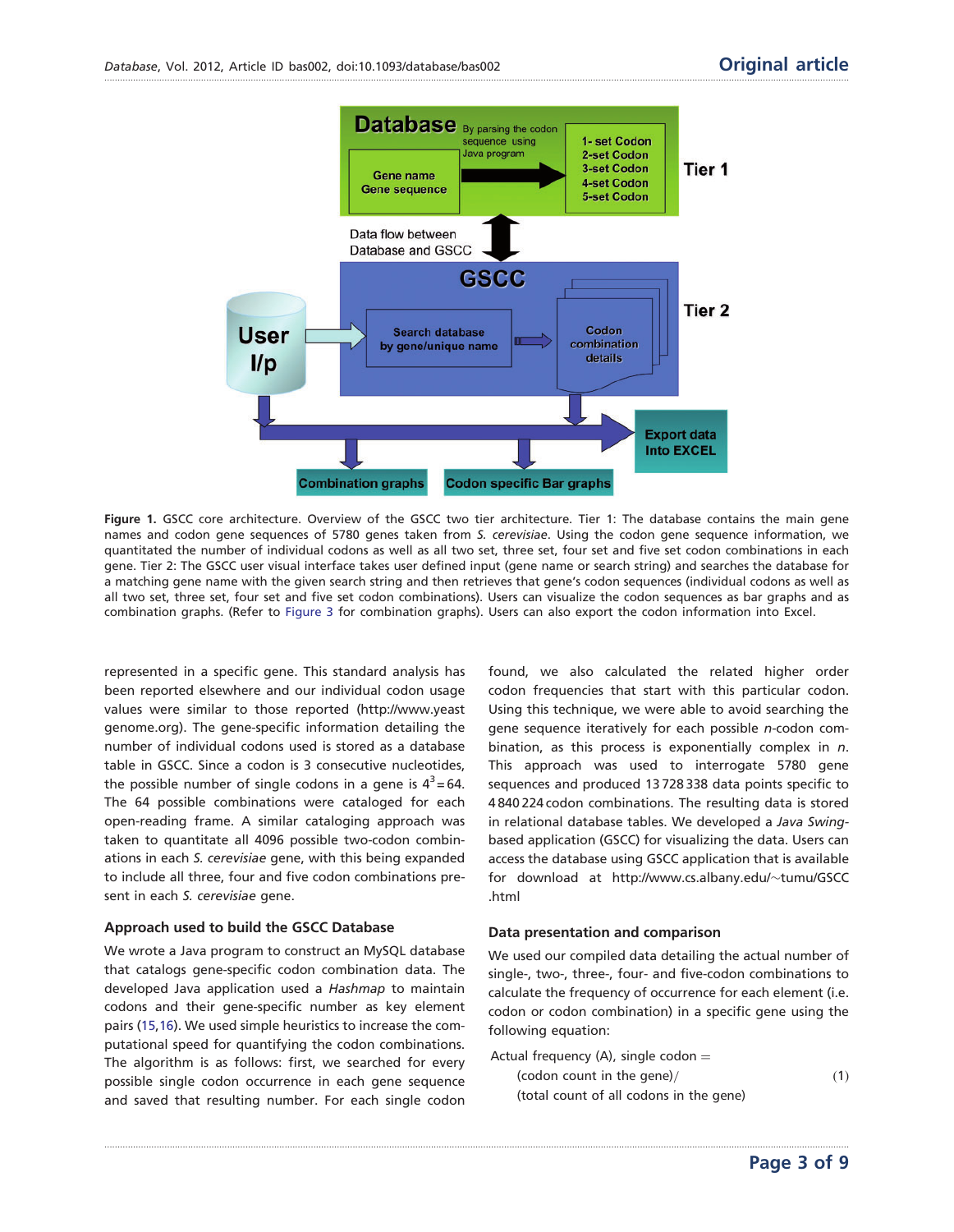**Figure 1.** GSCC core architecture. Overview of the GSCC two tier architecture. Tier 1: The database contains the main gene names and codon gene sequences of 5780 genes taken from *S. cerevisiae*. Using the codon gene sequence information, we quantitated the number of individual codons as well as all two set, three set, four set and five set codon combinations in each gene. Tier 2: The GSCC user visual interface takes user defined input (gene name or search string) and searches the database for a matching gene name with the given search string and then retrieves that gene's codon sequences (individual codons as well as all two set, three set, four set and five set codon combinations). Users can visualize the codon sequences as bar graphs and as combination graphs. (Refer to Figure 3 for combination graphs). Users can also export the codon information into Excel.

represented in a specific gene. This standard analysis has been reported elsewhere and our individual codon usage values were similar to those reported (http://www.yeastgenome.org). The gene-specific information detailing the number of individual codons used is stored as a database table in GSCC. Since a codon is 3 consecutive nucleotides, the possible number of single codons in a gene is $4^3 = 64$. The 64 possible combinations were cataloged for each open-reading frame. A similar cataloging approach was taken to quantitate all 4096 possible two-codon combinations in each *S. cerevisiae* gene, with this being expanded to include all three, four and five codon combinations present in each *S. cerevisiae* gene.

### Approach used to build the GSCC Database

We wrote a Java program to construct an MySQL database that catalogs gene-specific codon combination data. The developed Java application used a *Hashmap* to maintain codons and their gene-specific number as key element pairs (15,16). We used simple heuristics to increase the computational speed for quantifying the codon combinations. The algorithm is as follows: first, we searched for every possible single codon occurrence in each gene sequence and saved that resulting number. For each single codon found, we also calculated the related higher order codon frequencies that start with this particular codon. Using this technique, we were able to avoid searching the gene sequence iteratively for each possible *n*-codon combination, as this process is exponentially complex in *n*. This approach was used to interrogate 5780 gene sequences and produced 13 728 338 data points specific to 4 840 224 codon combinations. The resulting data is stored in relational database tables. We developed a *Java Swing*-based application (GSCC) for visualizing the data. Users can access the database using GSCC application that is available for download at http://www.cs.albany.edu/~tumu/GSCC.html

### Data presentation and comparison

We used our compiled data detailing the actual number of single-, two-, three-, four- and five-codon combinations to calculate the frequency of occurrence for each element (i.e. codon or codon combination) in a specific gene using the following equation:

$$\text{Actual frequency (A), single codon} = \frac{\text{(codon count in the gene)}}{\text{(total count of all codons in the gene)}} \qquad (1)$$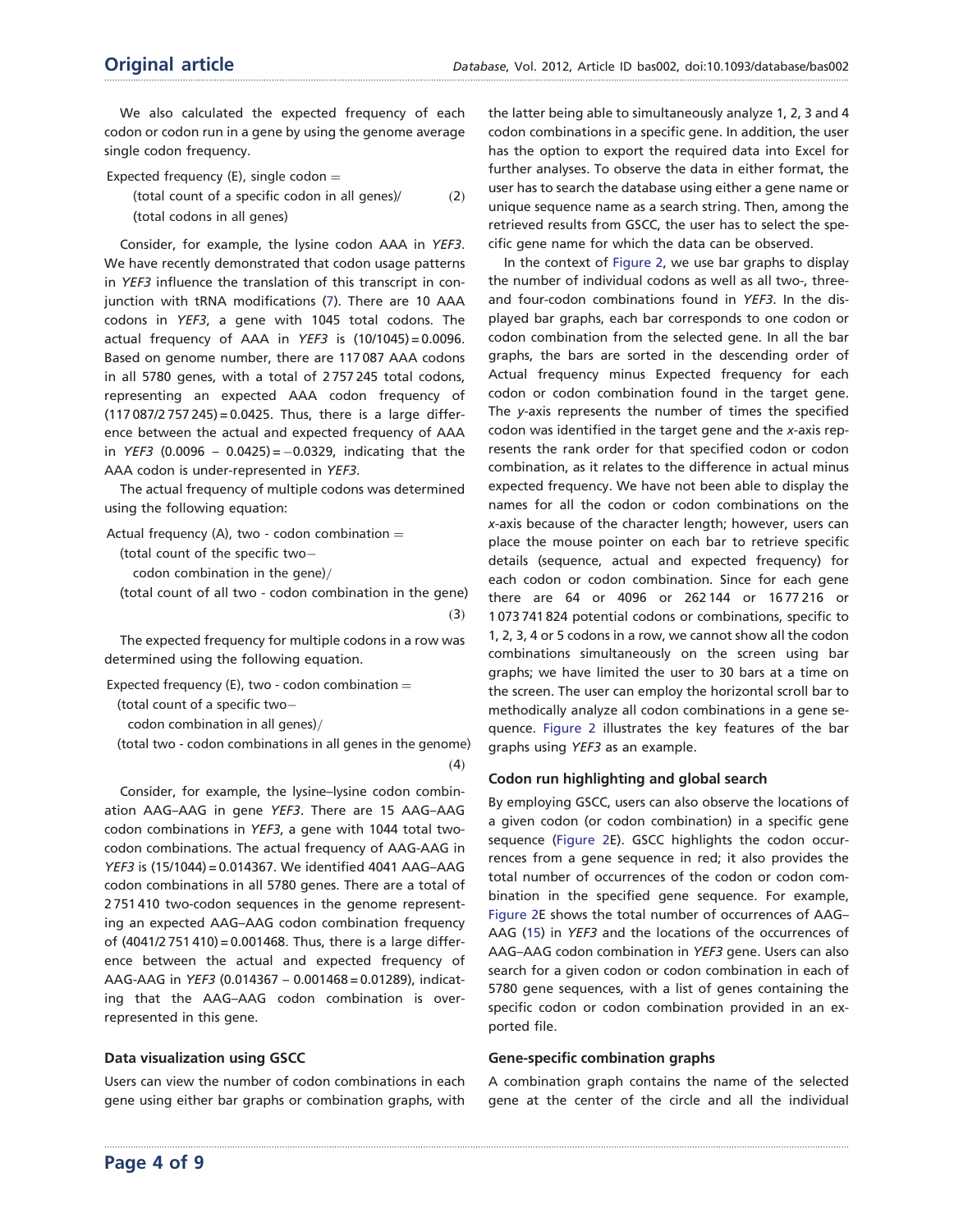We also calculated the expected frequency of each codon or codon run in a gene by using the genome average single codon frequency.

$$\text{Expected frequency (E), single codon} = \text{(total count of a specific codon in all genes)}/\text{(total codons in all genes)} \quad (2)$$

Consider, for example, the lysine codon AAA in *YEF3*. We have recently demonstrated that codon usage patterns in *YEF3* influence the translation of this transcript in conjunction with tRNA modifications (7). There are 10 AAA codons in *YEF3*, a gene with 1045 total codons. The actual frequency of AAA in *YEF3* is (10/1045) = 0.0096. Based on genome number, there are 117 087 AAA codons in all 5780 genes, with a total of 2 757 245 total codons, representing an expected AAA codon frequency of (117 087/2 757 245) = 0.0425. Thus, there is a large difference between the actual and expected frequency of AAA in *YEF3* (0.0096 − 0.0425) = −0.0329, indicating that the AAA codon is under-represented in *YEF3*.

The actual frequency of multiple codons was determined using the following equation:

$$\text{Actual frequency (A), two-codon combination} = \text{(total count of the specific two-codon combination in the gene)}/\text{(total count of all two-codon combination in the gene)} \quad (3)$$

The expected frequency for multiple codons in a row was determined using the following equation.

$$\text{Expected frequency (E), two-codon combination} = \text{(total count of a specific two-codon combination in all genes)}/\text{(total two-codon combinations in all genes in the genome)} \quad (4)$$

Consider, for example, the lysine–lysine codon combination AAG–AAG in gene *YEF3*. There are 15 AAG–AAG codon combinations in *YEF3*, a gene with 1044 total two-codon combinations. The actual frequency of AAG-AAG in *YEF3* is (15/1044) = 0.014367. We identified 4041 AAG–AAG codon combinations in all 5780 genes. There are a total of 2 751 410 two-codon sequences in the genome representing an expected AAG–AAG codon combination frequency of (4041/2 751 410) = 0.001468. Thus, there is a large difference between the actual and expected frequency of AAG-AAG in *YEF3* (0.014367 − 0.001468 = 0.01289), indicating that the AAG–AAG codon combination is over-represented in this gene.

### Data visualization using GSCC

Users can view the number of codon combinations in each gene using either bar graphs or combination graphs, with the latter being able to simultaneously analyze 1, 2, 3 and 4 codon combinations in a specific gene. In addition, the user has the option to export the required data into Excel for further analyses. To observe the data in either format, the user has to search the database using either a gene name or unique sequence name as a search string. Then, among the retrieved results from GSCC, the user has to select the specific gene name for which the data can be observed.

In the context of Figure 2, we use bar graphs to display the number of individual codons as well as all two-, three- and four-codon combinations found in *YEF3*. In the displayed bar graphs, each bar corresponds to one codon or codon combination from the selected gene. In all the bar graphs, the bars are sorted in the descending order of Actual frequency minus Expected frequency for each codon or codon combination found in the target gene. The *y*-axis represents the number of times the specified codon was identified in the target gene and the *x*-axis represents the rank order for that specified codon or codon combination, as it relates to the difference in actual minus expected frequency. We have not been able to display the names for all the codon or codon combinations on the *x*-axis because of the character length; however, users can place the mouse pointer on each bar to retrieve specific details (sequence, actual and expected frequency) for each codon or codon combination. Since for each gene there are 64 or 4096 or 262 144 or 16 77 216 or 1 073 741 824 potential codons or combinations, specific to 1, 2, 3, 4 or 5 codons in a row, we cannot show all the codon combinations simultaneously on the screen using bar graphs; we have limited the user to 30 bars at a time on the screen. The user can employ the horizontal scroll bar to methodically analyze all codon combinations in a gene sequence. Figure 2 illustrates the key features of the bar graphs using *YEF3* as an example.

### Codon run highlighting and global search

By employing GSCC, users can also observe the locations of a given codon (or codon combination) in a specific gene sequence (Figure 2E). GSCC highlights the codon occurrences from a gene sequence in red; it also provides the total number of occurrences of the codon or codon combination in the specified gene sequence. For example, Figure 2E shows the total number of occurrences of AAG–AAG (15) in *YEF3* and the locations of the occurrences of AAG–AAG codon combination in *YEF3* gene. Users can also search for a given codon or codon combination in each of 5780 gene sequences, with a list of genes containing the specific codon or codon combination provided in an exported file.

### Gene-specific combination graphs

A combination graph contains the name of the selected gene at the center of the circle and all the individual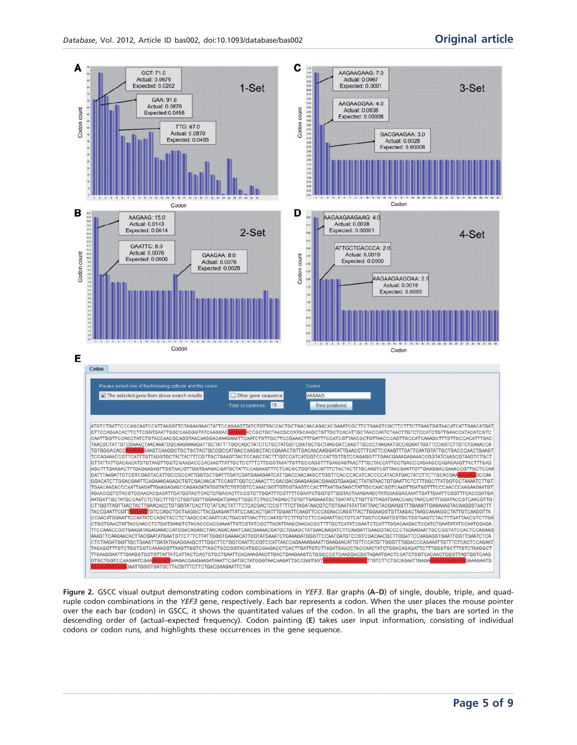**Figure 2.** GSCC visual output demonstrating codon combinations in *YEF3*. Bar graphs (**A–D**) of single, double, triple, and quadruple codon combinations in the *YEF3* gene, respectively. Each bar represents a codon. When the user places the mouse pointer over the each bar (codon) in GSCC, it shows the quantitated values of the codon. In all the graphs, the bars are sorted in the descending order of (actual–expected frequency). Codon painting (**E**) takes user input information, consisting of individual codons or codon runs, and highlights these occurrences in the gene sequence.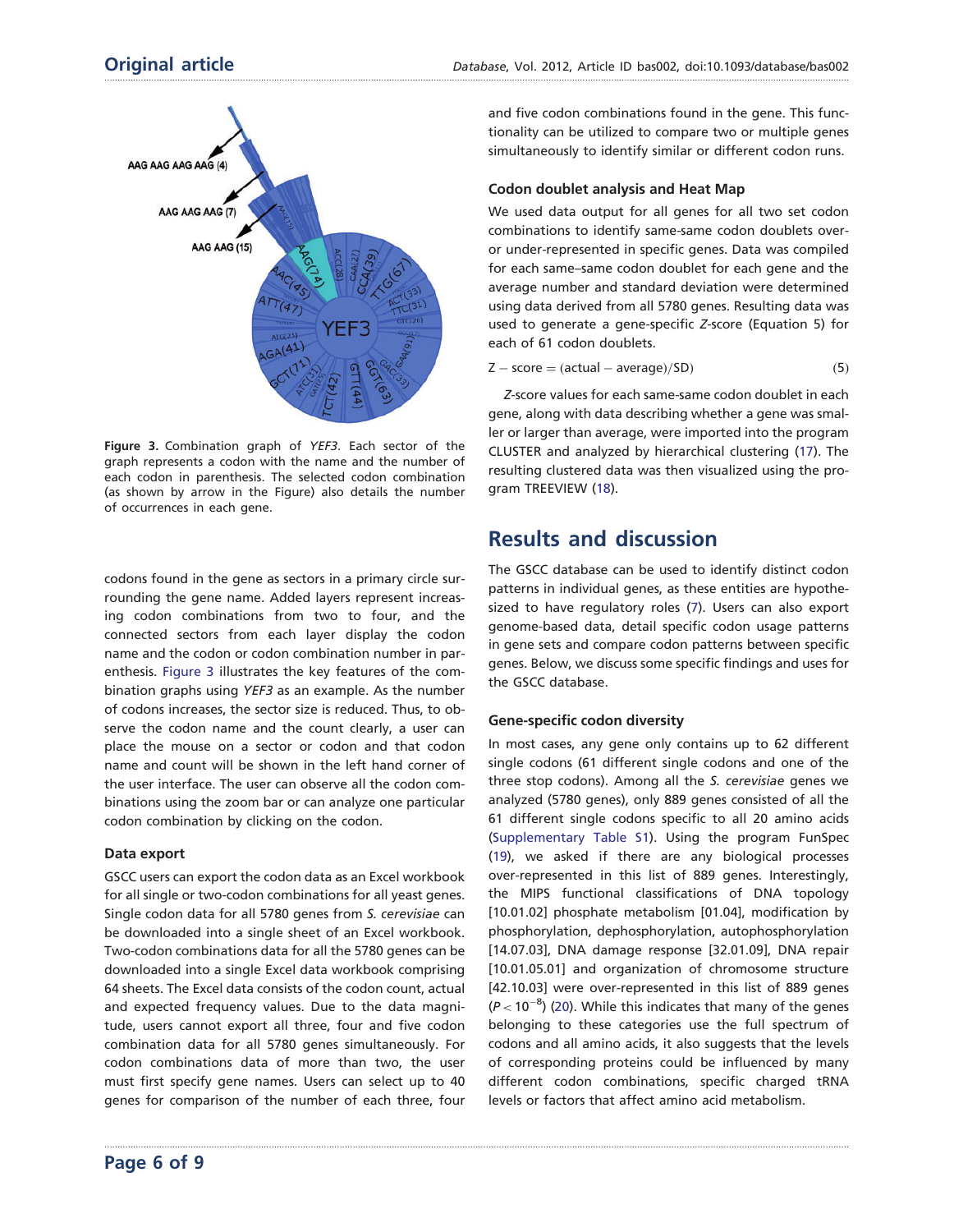Figure 3. Combination graph of *YEF3*. Each sector of the graph represents a codon with the name and the number of each codon in parenthesis. The selected codon combination (as shown by arrow in the Figure) also details the number of occurrences in each gene.

codons found in the gene as sectors in a primary circle surrounding the gene name. Added layers represent increasing codon combinations from two to four, and the connected sectors from each layer display the codon name and the codon or codon combination number in parenthesis. Figure 3 illustrates the key features of the combination graphs using *YEF3* as an example. As the number of codons increases, the sector size is reduced. Thus, to observe the codon name and the count clearly, a user can place the mouse on a sector or codon and that codon name and count will be shown in the left hand corner of the user interface. The user can observe all the codon combinations using the zoom bar or can analyze one particular codon combination by clicking on the codon.

### Data export

GSCC users can export the codon data as an Excel workbook for all single or two-codon combinations for all yeast genes. Single codon data for all 5780 genes from *S. cerevisiae* can be downloaded into a single sheet of an Excel workbook. Two-codon combinations data for all the 5780 genes can be downloaded into a single Excel data workbook comprising 64 sheets. The Excel data consists of the codon count, actual and expected frequency values. Due to the data magnitude, users cannot export all three, four and five codon combination data for all 5780 genes simultaneously. For codon combinations data of more than two, the user must first specify gene names. Users can select up to 40 genes for comparison of the number of each three, four and five codon combinations found in the gene. This functionality can be utilized to compare two or multiple genes simultaneously to identify similar or different codon runs.

### Codon doublet analysis and Heat Map

We used data output for all genes for all two set codon combinations to identify same-same codon doublets over- or under-represented in specific genes. Data was compiled for each same–same codon doublet for each gene and the average number and standard deviation were determined using data derived from all 5780 genes. Resulting data was used to generate a gene-specific *Z*-score (Equation 5) for each of 61 codon doublets.

$$Z - \text{score} = (\text{actual} - \text{average})/\text{SD}) \tag{5}$$

*Z*-score values for each same-same codon doublet in each gene, along with data describing whether a gene was smaller or larger than average, were imported into the program CLUSTER and analyzed by hierarchical clustering (17). The resulting clustered data was then visualized using the program TREEVIEW (18).

## Results and discussion

The GSCC database can be used to identify distinct codon patterns in individual genes, as these entities are hypothesized to have regulatory roles (7). Users can also export genome-based data, detail specific codon usage patterns in gene sets and compare codon patterns between specific genes. Below, we discuss some specific findings and uses for the GSCC database.

### Gene-specific codon diversity

In most cases, any gene only contains up to 62 different single codons (61 different single codons and one of the three stop codons). Among all the *S. cerevisiae* genes we analyzed (5780 genes), only 889 genes consisted of all the 61 different single codons specific to all 20 amino acids (Supplementary Table S1). Using the program FunSpec (19), we asked if there are any biological processes over-represented in this list of 889 genes. Interestingly, the MIPS functional classifications of DNA topology [10.01.02] phosphate metabolism [01.04], modification by phosphorylation, dephosphorylation, autophosphorylation [14.07.03], DNA damage response [32.01.09], DNA repair [10.01.05.01] and organization of chromosome structure [42.10.03] were over-represented in this list of 889 genes ($P < 10^{-8}$) (20). While this indicates that many of the genes belonging to these categories use the full spectrum of codons and all amino acids, it also suggests that the levels of corresponding proteins could be influenced by many different codon combinations, specific charged tRNA levels or factors that affect amino acid metabolism.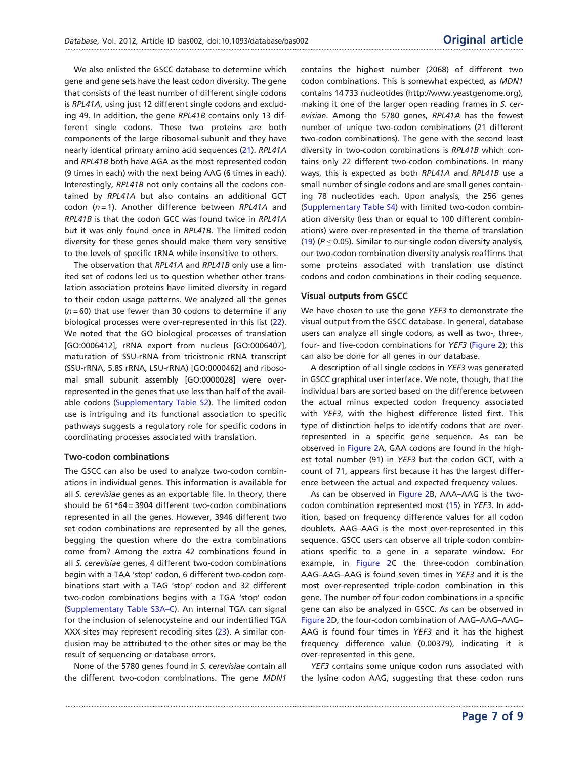We also enlisted the GSCC database to determine which gene and gene sets have the least codon diversity. The gene that consists of the least number of different single codons is *RPL41A*, using just 12 different single codons and excluding 49. In addition, the gene *RPL41B* contains only 13 different single codons. These two proteins are both components of the large ribosomal subunit and they have nearly identical primary amino acid sequences (21). *RPL41A* and *RPL41B* both have AGA as the most represented codon (9 times in each) with the next being AAG (6 times in each). Interestingly, *RPL41B* not only contains all the codons contained by *RPL41A* but also contains an additional GCT codon ($n = 1$). Another difference between *RPL41A* and *RPL41B* is that the codon GCC was found twice in *RPL41A* but it was only found once in *RPL41B*. The limited codon diversity for these genes should make them very sensitive to the levels of specific tRNA while insensitive to others.

The observation that *RPL41A* and *RPL41B* only use a limited set of codons led us to question whether other translation association proteins have limited diversity in regard to their codon usage patterns. We analyzed all the genes ($n = 60$) that use fewer than 30 codons to determine if any biological processes were over-represented in this list (22). We noted that the GO biological processes of translation [GO:0006412], rRNA export from nucleus [GO:0006407], maturation of SSU-rRNA from tricistronic rRNA transcript (SSU-rRNA, 5.8S rRNA, LSU-rRNA) [GO:0000462] and ribosomal small subunit assembly [GO:0000028] were over-represented in the genes that use less than half of the available codons (Supplementary Table S2). The limited codon use is intriguing and its functional association to specific pathways suggests a regulatory role for specific codons in coordinating processes associated with translation.

### Two-codon combinations

The GSCC can also be used to analyze two-codon combinations in individual genes. This information is available for all *S. cerevisiae* genes as an exportable file. In theory, there should be 61*64 = 3904 different two-codon combinations represented in all the genes. However, 3946 different two set codon combinations are represented by all the genes, begging the question where do the extra combinations come from? Among the extra 42 combinations found in all *S. cerevisiae* genes, 4 different two-codon combinations begin with a TAA 'stop' codon, 6 different two-codon combinations start with a TAG 'stop' codon and 32 different two-codon combinations begins with a TGA 'stop' codon (Supplementary Table S3A–C). An internal TGA can signal for the inclusion of selenocysteine and our indentified TGA XXX sites may represent recoding sites (23). A similar conclusion may be attributed to the other sites or may be the result of sequencing or database errors.

None of the 5780 genes found in *S. cerevisiae* contain all the different two-codon combinations. The gene *MDN1* contains the highest number (2068) of different two codon combinations. This is somewhat expected, as *MDN1* contains 14 733 nucleotides (http://www.yeastgenome.org), making it one of the larger open reading frames in *S. cerevisiae*. Among the 5780 genes, *RPL41A* has the fewest number of unique two-codon combinations (21 different two-codon combinations). The gene with the second least diversity in two-codon combinations is *RPL41B* which contains only 22 different two-codon combinations. In many ways, this is expected as both *RPL41A* and *RPL41B* use a small number of single codons and are small genes containing 78 nucleotides each. Upon analysis, the 256 genes (Supplementary Table S4) with limited two-codon combination diversity (less than or equal to 100 different combinations) were over-represented in the theme of translation (19) ($P \leq 0.05$). Similar to our single codon diversity analysis, our two-codon combination diversity analysis reaffirms that some proteins associated with translation use distinct codons and codon combinations in their coding sequence.

### Visual outputs from GSCC

We have chosen to use the gene *YEF3* to demonstrate the visual output from the GSCC database. In general, database users can analyze all single codons, as well as two-, three-, four- and five-codon combinations for *YEF3* (Figure 2); this can also be done for all genes in our database.

A description of all single codons in *YEF3* was generated in GSCC graphical user interface. We note, though, that the individual bars are sorted based on the difference between the actual minus expected codon frequency associated with *YEF3*, with the highest difference listed first. This type of distinction helps to identify codons that are over-represented in a specific gene sequence. As can be observed in Figure 2A, GAA codons are found in the highest total number (91) in *YEF3* but the codon GCT, with a count of 71, appears first because it has the largest difference between the actual and expected frequency values.

As can be observed in Figure 2B, AAA–AAG is the two-codon combination represented most (15) in *YEF3*. In addition, based on frequency difference values for all codon doublets, AAG–AAG is the most over-represented in this sequence. GSCC users can observe all triple codon combinations specific to a gene in a separate window. For example, in Figure 2C the three-codon combination AAG–AAG–AAG is found seven times in *YEF3* and it is the most over-represented triple-codon combination in this gene. The number of four codon combinations in a specific gene can also be analyzed in GSCC. As can be observed in Figure 2D, the four-codon combination of AAG–AAG–AAG–AAG is found four times in *YEF3* and it has the highest frequency difference value (0.00379), indicating it is over-represented in this gene.

*YEF3* contains some unique codon runs associated with the lysine codon AAG, suggesting that these codon runs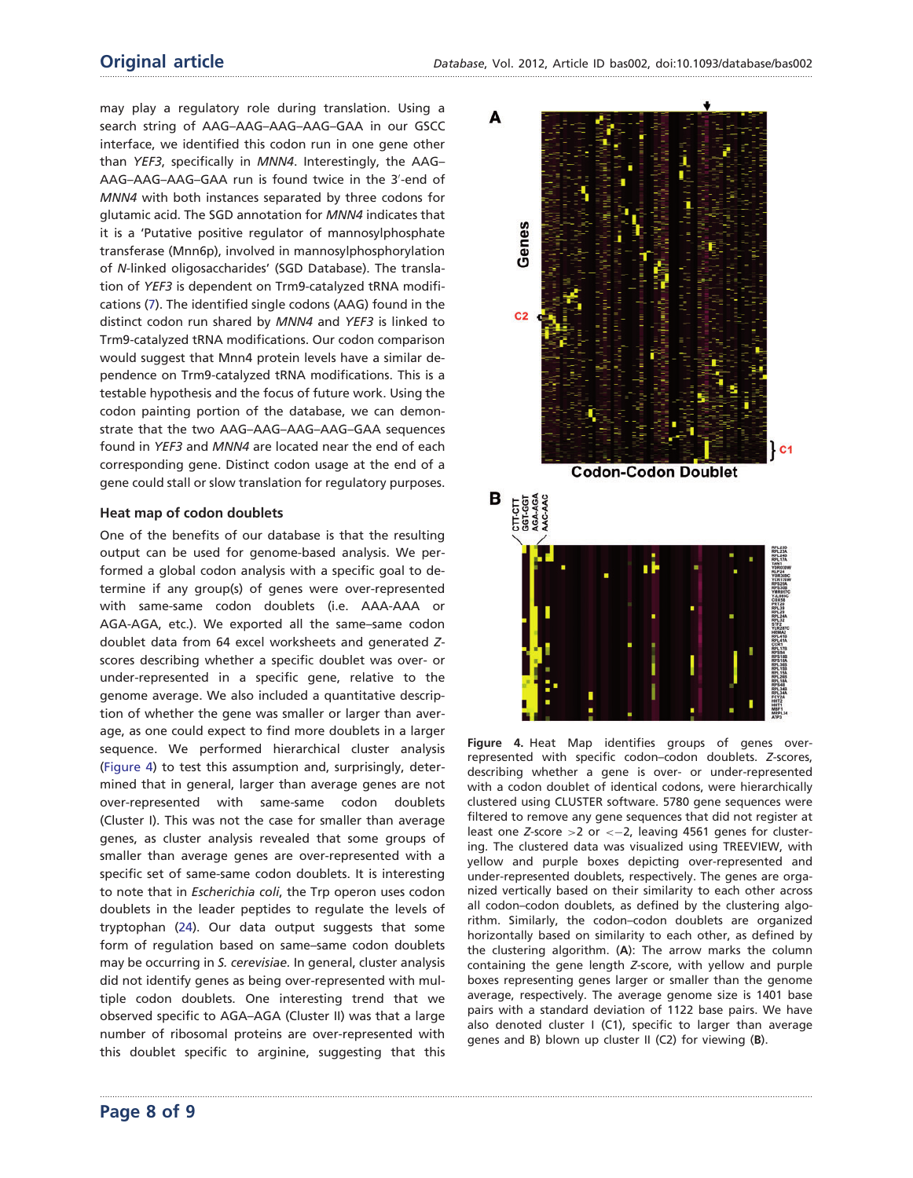may play a regulatory role during translation. Using a search string of AAG–AAG–AAG–AAG–GAA in our GSCC interface, we identified this codon run in one gene other than *YEF3*, specifically in *MNN4*. Interestingly, the AAG–AAG–AAG–AAG–GAA run is found twice in the 3′-end of *MNN4* with both instances separated by three codons for glutamic acid. The SGD annotation for *MNN4* indicates that it is a 'Putative positive regulator of mannosylphosphate transferase (Mnn6p), involved in mannosylphosphorylation of *N*-linked oligosaccharides' (SGD Database). The translation of *YEF3* is dependent on Trm9-catalyzed tRNA modifications (7). The identified single codons (AAG) found in the distinct codon run shared by *MNN4* and *YEF3* is linked to Trm9-catalyzed tRNA modifications. Our codon comparison would suggest that Mnn4 protein levels have a similar dependence on Trm9-catalyzed tRNA modifications. This is a testable hypothesis and the focus of future work. Using the codon painting portion of the database, we can demonstrate that the two AAG–AAG–AAG–AAG–GAA sequences found in *YEF3* and *MNN4* are located near the end of each corresponding gene. Distinct codon usage at the end of a gene could stall or slow translation for regulatory purposes.

### Heat map of codon doublets

One of the benefits of our database is that the resulting output can be used for genome-based analysis. We performed a global codon analysis with a specific goal to determine if any group(s) of genes were over-represented with same-same codon doublets (i.e. AAA-AAA or AGA-AGA, etc.). We exported all the same–same codon doublet data from 64 excel worksheets and generated *Z*-scores describing whether a specific doublet was over- or under-represented in a specific gene, relative to the genome average. We also included a quantitative description of whether the gene was smaller or larger than average, as one could expect to find more doublets in a larger sequence. We performed hierarchical cluster analysis (Figure 4) to test this assumption and, surprisingly, determined that in general, larger than average genes are not over-represented with same-same codon doublets (Cluster I). This was not the case for smaller than average genes, as cluster analysis revealed that some groups of smaller than average genes are over-represented with a specific set of same-same codon doublets. It is interesting to note that in *Escherichia coli*, the Trp operon uses codon doublets in the leader peptides to regulate the levels of tryptophan (24). Our data output suggests that some form of regulation based on same–same codon doublets may be occurring in *S. cerevisiae*. In general, cluster analysis did not identify genes as being over-represented with multiple codon doublets. One interesting trend that we observed specific to AGA–AGA (Cluster II) was that a large number of ribosomal proteins are over-represented with this doublet specific to arginine, suggesting that this

**Figure 4.** Heat Map identifies groups of genes over-represented with specific codon–codon doublets. *Z*-scores, describing whether a gene is over- or under-represented with a codon doublet of identical codons, were hierarchically clustered using CLUSTER software. 5780 gene sequences were filtered to remove any gene sequences that did not register at least one *Z*-score >2 or <−2, leaving 4561 genes for clustering. The clustered data was visualized using TREEVIEW, with yellow and purple boxes depicting over-represented and under-represented doublets, respectively. The genes are organized vertically based on their similarity to each other across all codon–codon doublets, as defined by the clustering algorithm. Similarly, the codon–codon doublets are organized horizontally based on similarity to each other, as defined by the clustering algorithm. (**A**): The arrow marks the column containing the gene length *Z*-score, with yellow and purple boxes representing genes larger or smaller than the genome average, respectively. The average genome size is 1401 base pairs with a standard deviation of 1122 base pairs. We have also denoted cluster I (C1), specific to larger than average genes and B) blown up cluster II (C2) for viewing (**B**).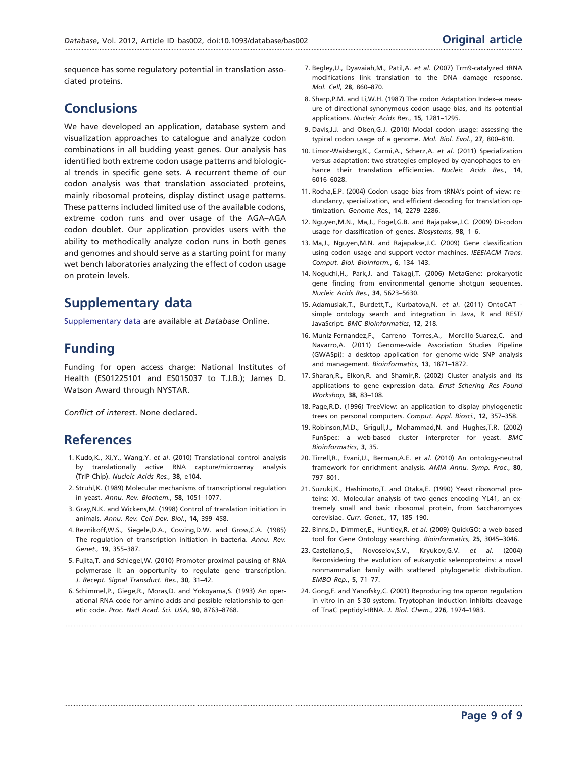sequence has some regulatory potential in translation associated proteins.

## Conclusions

We have developed an application, database system and visualization approaches to catalogue and analyze codon combinations in all budding yeast genes. Our analysis has identified both extreme codon usage patterns and biological trends in specific gene sets. A recurrent theme of our codon analysis was that translation associated proteins, mainly ribosomal proteins, display distinct usage patterns. These patterns included limited use of the available codons, extreme codon runs and over usage of the AGA–AGA codon doublet. Our application provides users with the ability to methodically analyze codon runs in both genes and genomes and should serve as a starting point for many wet bench laboratories analyzing the effect of codon usage on protein levels.

## Supplementary data

Supplementary data are available at *Database* Online.

## Funding

Funding for open access charge: National Institutes of Health (ES01225101 and ES015037 to T.J.B.); James D. Watson Award through NYSTAR.

*Conflict of interest*. None declared.

## References

1. Kudo,K., Xi,Y., Wang,Y. *et al*. (2010) Translational control analysis by translationally active RNA capture/microarray analysis (TrIP-Chip). *Nucleic Acids Res.*, **38**, e104.
2. Struhl,K. (1989) Molecular mechanisms of transcriptional regulation in yeast. *Annu. Rev. Biochem.*, **58**, 1051–1077.
3. Gray,N.K. and Wickens,M. (1998) Control of translation initiation in animals. *Annu. Rev. Cell Dev. Biol.*, **14**, 399–458.
4. Reznikoff,W.S., Siegele,D.A., Cowing,D.W. and Gross,C.A. (1985) The regulation of transcription initiation in bacteria. *Annu. Rev. Genet.*, **19**, 355–387.
5. Fujita,T. and Schlegel,W. (2010) Promoter-proximal pausing of RNA polymerase II: an opportunity to regulate gene transcription. *J. Recept. Signal Transduct. Res.*, **30**, 31–42.
6. Schimmel,P., Giege,R., Moras,D. and Yokoyama,S. (1993) An operational RNA code for amino acids and possible relationship to genetic code. *Proc. Natl Acad. Sci. USA*, **90**, 8763–8768.
7. Begley,U., Dyavaiah,M., Patil,A. *et al*. (2007) Trm9-catalyzed tRNA modifications link translation to the DNA damage response. *Mol. Cell*, **28**, 860–870.
8. Sharp,P.M. and Li,W.H. (1987) The codon Adaptation Index–a measure of directional synonymous codon usage bias, and its potential applications. *Nucleic Acids Res.*, **15**, 1281–1295.
9. Davis,J.J. and Olsen,G.J. (2010) Modal codon usage: assessing the typical codon usage of a genome. *Mol. Biol. Evol.*, **27**, 800–810.
10. Limor-Waisberg,K., Carmi,A., Scherz,A. *et al*. (2011) Specialization versus adaptation: two strategies employed by cyanophages to enhance their translation efficiencies. *Nucleic Acids Res.*, **14**, 6016–6028.
11. Rocha,E.P. (2004) Codon usage bias from tRNA's point of view: redundancy, specialization, and efficient decoding for translation optimization. *Genome Res.*, **14**, 2279–2286.
12. Nguyen,M.N., Ma,J., Fogel,G.B. and Rajapakse,J.C. (2009) Di-codon usage for classification of genes. *Biosystems*, **98**, 1–6.
13. Ma,J., Nguyen,M.N. and Rajapakse,J.C. (2009) Gene classification using codon usage and support vector machines. *IEEE/ACM Trans. Comput. Biol. Bioinform.*, **6**, 134–143.
14. Noguchi,H., Park,J. and Takagi,T. (2006) MetaGene: prokaryotic gene finding from environmental genome shotgun sequences. *Nucleic Acids Res.*, **34**, 5623–5630.
15. Adamusiak,T., Burdett,T., Kurbatova,N. *et al*. (2011) OntoCAT - simple ontology search and integration in Java, R and REST/JavaScript. *BMC Bioinformatics*, **12**, 218.
16. Muniz-Fernandez,F., Carreno Torres,A., Morcillo-Suarez,C. and Navarro,A. (2011) Genome-wide Association Studies Pipeline (GWASpi): a desktop application for genome-wide SNP analysis and management. *Bioinformatics*, **13**, 1871–1872.
17. Sharan,R., Elkon,R. and Shamir,R. (2002) Cluster analysis and its applications to gene expression data. *Ernst Schering Res Found Workshop*, **38**, 83–108.
18. Page,R.D. (1996) TreeView: an application to display phylogenetic trees on personal computers. *Comput. Appl. Biosci.*, **12**, 357–358.
19. Robinson,M.D., Grigull,J., Mohammad,N. and Hughes,T.R. (2002) FunSpec: a web-based cluster interpreter for yeast. *BMC Bioinformatics*, **3**, 35.
20. Tirrell,R., Evani,U., Berman,A.E. *et al*. (2010) An ontology-neutral framework for enrichment analysis. *AMIA Annu. Symp. Proc.*, **80**, 797–801.
21. Suzuki,K., Hashimoto,T. and Otaka,E. (1990) Yeast ribosomal proteins: XI. Molecular analysis of two genes encoding YL41, an extremely small and basic ribosomal protein, from Saccharomyces cerevisiae. *Curr. Genet.*, **17**, 185–190.
22. Binns,D., Dimmer,E., Huntley,R. *et al*. (2009) QuickGO: a web-based tool for Gene Ontology searching. *Bioinformatics*, **25**, 3045–3046.
23. Castellano,S., Novoselov,S.V., Kryukov,G.V. *et al*. (2004) Reconsidering the evolution of eukaryotic selenoproteins: a novel nonmammalian family with scattered phylogenetic distribution. *EMBO Rep.*, **5**, 71–77.
24. Gong,F. and Yanofsky,C. (2001) Reproducing tna operon regulation in vitro in an S-30 system. Tryptophan induction inhibits cleavage of TnaC peptidyl-tRNA. *J. Biol. Chem.*, **276**, 1974–1983.